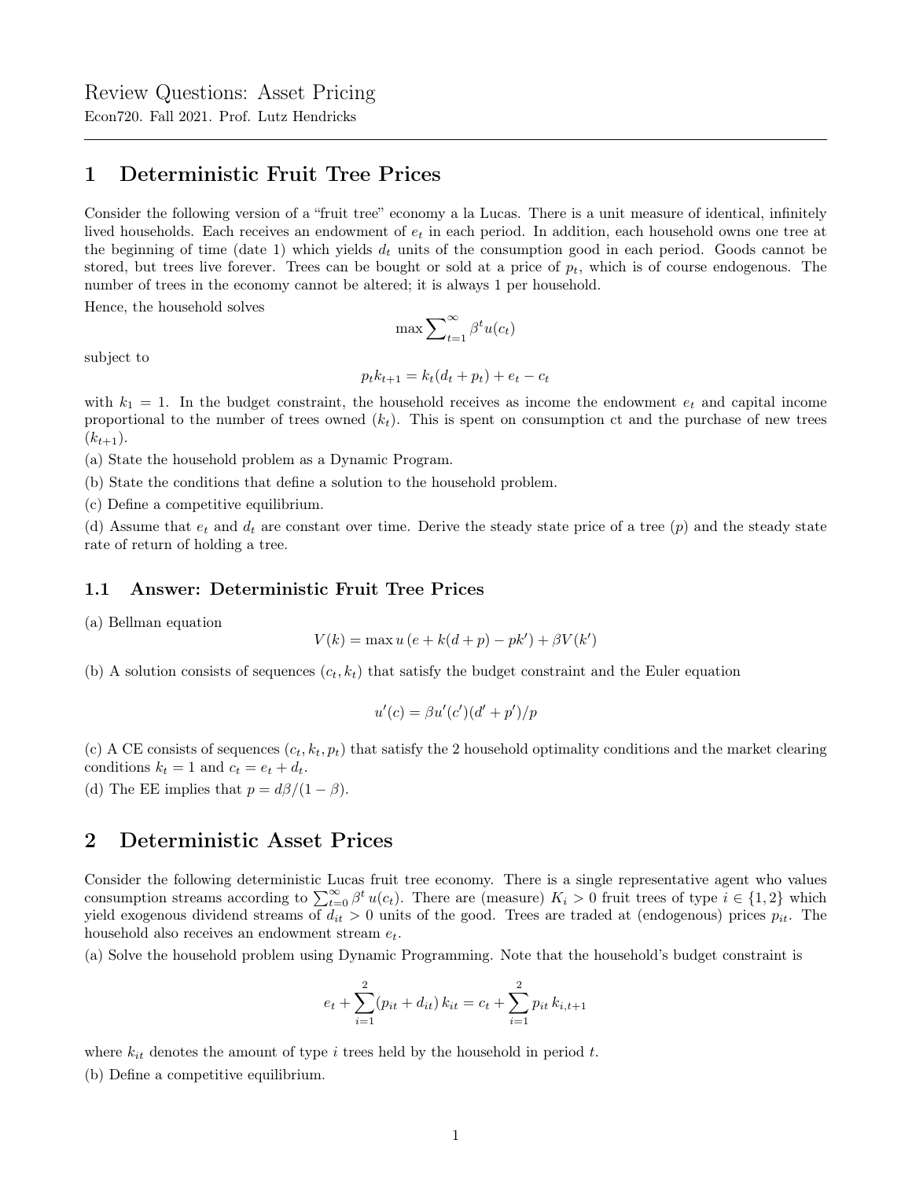Review Questions: Asset Pricing

Econ720. Fall 2021. Prof. Lutz Hendricks

---

# 1 Deterministic Fruit Tree Prices

Consider the following version of a "fruit tree" economy a la Lucas. There is a unit measure of identical, infinitely lived households. Each receives an endowment of $e_t$ in each period. In addition, each household owns one tree at the beginning of time (date 1) which yields $d_t$ units of the consumption good in each period. Goods cannot be stored, but trees live forever. Trees can be bought or sold at a price of $p_t$, which is of course endogenous. The number of trees in the economy cannot be altered; it is always 1 per household.

Hence, the household solves

$$\max \sum_{t=1}^{\infty} \beta^t u(c_t)$$

subject to

$$p_t k_{t+1} = k_t(d_t + p_t) + e_t - c_t$$

with $k_1 = 1$. In the budget constraint, the household receives as income the endowment $e_t$ and capital income proportional to the number of trees owned ($k_t$). This is spent on consumption ct and the purchase of new trees ($k_{t+1}$).

(a) State the household problem as a Dynamic Program.

(b) State the conditions that define a solution to the household problem.

(c) Define a competitive equilibrium.

(d) Assume that $e_t$ and $d_t$ are constant over time. Derive the steady state price of a tree ($p$) and the steady state rate of return of holding a tree.

## 1.1 Answer: Deterministic Fruit Tree Prices

(a) Bellman equation

$$V(k) = \max u\left(e + k(d + p) - pk'\right) + \beta V(k')$$

(b) A solution consists of sequences $(c_t, k_t)$ that satisfy the budget constraint and the Euler equation

$$u'(c) = \beta u'(c')(d' + p')/p$$

(c) A CE consists of sequences $(c_t, k_t, p_t)$ that satisfy the 2 household optimality conditions and the market clearing conditions $k_t = 1$ and $c_t = e_t + d_t$.

(d) The EE implies that $p = d\beta/(1 - \beta)$.

# 2 Deterministic Asset Prices

Consider the following deterministic Lucas fruit tree economy. There is a single representative agent who values consumption streams according to $\sum_{t=0}^{\infty} \beta^t u(c_t)$. There are (measure) $K_i > 0$ fruit trees of type $i \in \{1, 2\}$ which yield exogenous dividend streams of $d_{it} > 0$ units of the good. Trees are traded at (endogenous) prices $p_{it}$. The household also receives an endowment stream $e_t$.

(a) Solve the household problem using Dynamic Programming. Note that the household's budget constraint is

$$e_t + \sum_{i=1}^{2} (p_{it} + d_{it})\, k_{it} = c_t + \sum_{i=1}^{2} p_{it}\, k_{i,t+1}$$

where $k_{it}$ denotes the amount of type $i$ trees held by the household in period $t$.

(b) Define a competitive equilibrium.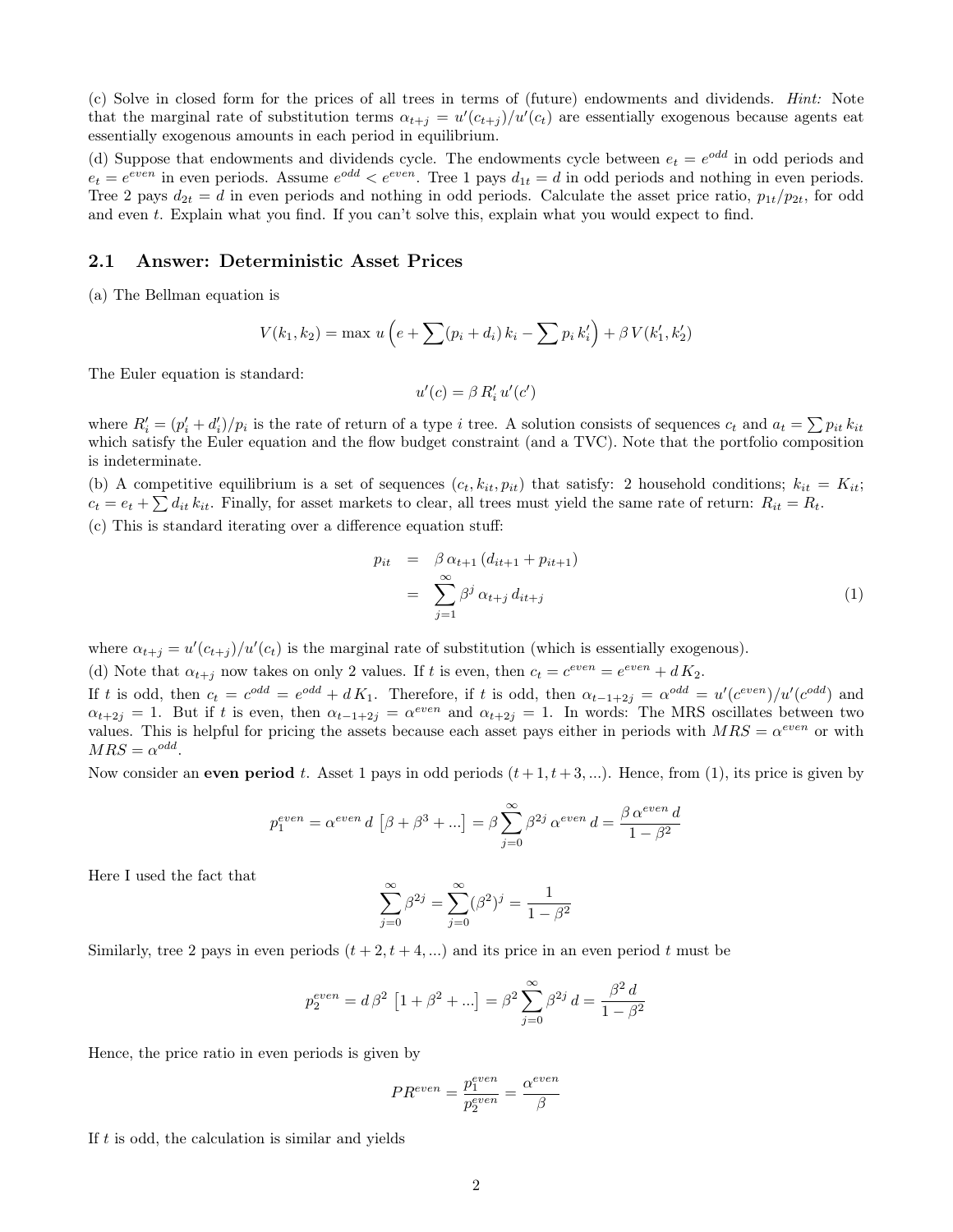(c) Solve in closed form for the prices of all trees in terms of (future) endowments and dividends. *Hint:* Note that the marginal rate of substitution terms $\alpha_{t+j} = u'(c_{t+j})/u'(c_t)$ are essentially exogenous because agents eat essentially exogenous amounts in each period in equilibrium.

(d) Suppose that endowments and dividends cycle. The endowments cycle between $e_t = e^{odd}$ in odd periods and $e_t = e^{even}$ in even periods. Assume $e^{odd} < e^{even}$. Tree 1 pays $d_{1t} = d$ in odd periods and nothing in even periods. Tree 2 pays $d_{2t} = d$ in even periods and nothing in odd periods. Calculate the asset price ratio, $p_{1t}/p_{2t}$, for odd and even $t$. Explain what you find. If you can't solve this, explain what you would expect to find.

## 2.1 Answer: Deterministic Asset Prices

(a) The Bellman equation is

$$V(k_1, k_2) = \max\ u\left(e + \sum (p_i + d_i)\, k_i - \sum p_i\, k_i'\right) + \beta\, V(k_1', k_2')$$

The Euler equation is standard:

$$u'(c) = \beta\, R_i'\, u'(c')$$

where $R_i' = (p_i' + d_i')/p_i$ is the rate of return of a type $i$ tree. A solution consists of sequences $c_t$ and $a_t = \sum p_{it}\, k_{it}$ which satisfy the Euler equation and the flow budget constraint (and a TVC). Note that the portfolio composition is indeterminate.

(b) A competitive equilibrium is a set of sequences $(c_t, k_{it}, p_{it})$ that satisfy: 2 household conditions; $k_{it} = K_{it}$; $c_t = e_t + \sum d_{it}\, k_{it}$. Finally, for asset markets to clear, all trees must yield the same rate of return: $R_{it} = R_t$.

(c) This is standard iterating over a difference equation stuff:

$$\begin{aligned} p_{it} &= \beta\, \alpha_{t+1}\, (d_{it+1} + p_{it+1}) \\ &= \sum_{j=1}^{\infty} \beta^j\, \alpha_{t+j}\, d_{it+j} \end{aligned} \tag{1}$$

where $\alpha_{t+j} = u'(c_{t+j})/u'(c_t)$ is the marginal rate of substitution (which is essentially exogenous).

(d) Note that $\alpha_{t+j}$ now takes on only 2 values. If $t$ is even, then $c_t = c^{even} = e^{even} + d\, K_2$.

If $t$ is odd, then $c_t = c^{odd} = e^{odd} + d\, K_1$. Therefore, if $t$ is odd, then $\alpha_{t-1+2j} = \alpha^{odd} = u'(c^{even})/u'(c^{odd})$ and $\alpha_{t+2j} = 1$. But if $t$ is even, then $\alpha_{t-1+2j} = \alpha^{even}$ and $\alpha_{t+2j} = 1$. In words: The MRS oscillates between two values. This is helpful for pricing the assets because each asset pays either in periods with $MRS = \alpha^{even}$ or with $MRS = \alpha^{odd}$.

Now consider an **even period** $t$. Asset 1 pays in odd periods $(t+1, t+3, ...)$. Hence, from (1), its price is given by

$$p_1^{even} = \alpha^{even}\, d\, \left[\beta + \beta^3 + ...\right] = \beta \sum_{j=0}^{\infty} \beta^{2j}\, \alpha^{even}\, d = \frac{\beta\, \alpha^{even}\, d}{1 - \beta^2}$$

Here I used the fact that

$$\sum_{j=0}^{\infty} \beta^{2j} = \sum_{j=0}^{\infty} (\beta^2)^j = \frac{1}{1 - \beta^2}$$

Similarly, tree 2 pays in even periods $(t+2, t+4, ...)$ and its price in an even period $t$ must be

$$p_2^{even} = d\, \beta^2\, \left[1 + \beta^2 + ...\right] = \beta^2 \sum_{j=0}^{\infty} \beta^{2j}\, d = \frac{\beta^2\, d}{1 - \beta^2}$$

Hence, the price ratio in even periods is given by

$$PR^{even} = \frac{p_1^{even}}{p_2^{even}} = \frac{\alpha^{even}}{\beta}$$

If $t$ is odd, the calculation is similar and yields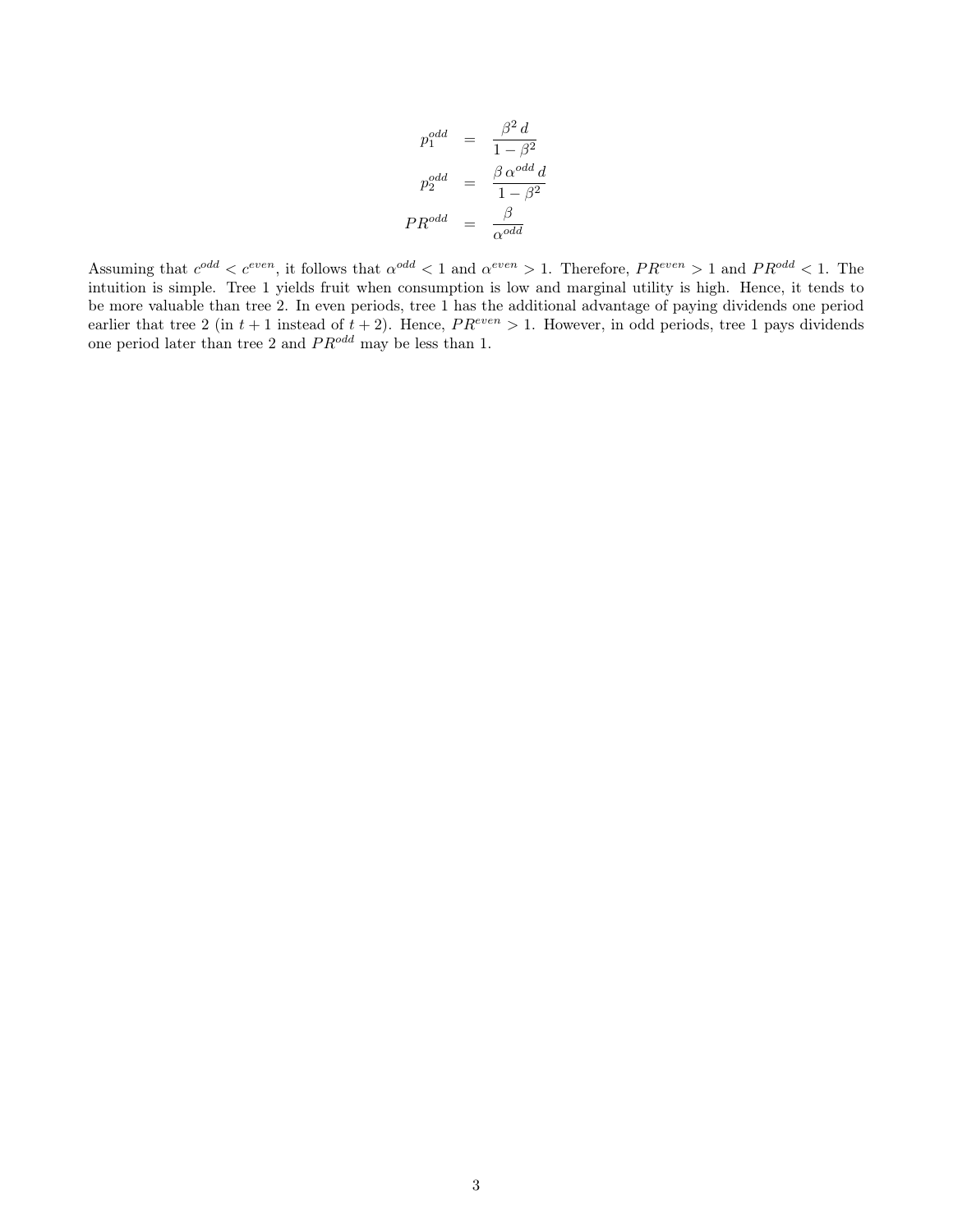$$
\begin{aligned}
p_1^{odd} &= \frac{\beta^2 \, d}{1 - \beta^2} \\
p_2^{odd} &= \frac{\beta \, \alpha^{odd} \, d}{1 - \beta^2} \\
PR^{odd} &= \frac{\beta}{\alpha^{odd}}
\end{aligned}
$$

Assuming that $c^{odd} < c^{even}$, it follows that $\alpha^{odd} < 1$ and $\alpha^{even} > 1$. Therefore, $PR^{even} > 1$ and $PR^{odd} < 1$. The intuition is simple. Tree 1 yields fruit when consumption is low and marginal utility is high. Hence, it tends to be more valuable than tree 2. In even periods, tree 1 has the additional advantage of paying dividends one period earlier that tree 2 (in $t + 1$ instead of $t + 2$). Hence, $PR^{even} > 1$. However, in odd periods, tree 1 pays dividends one period later than tree 2 and $PR^{odd}$ may be less than 1.